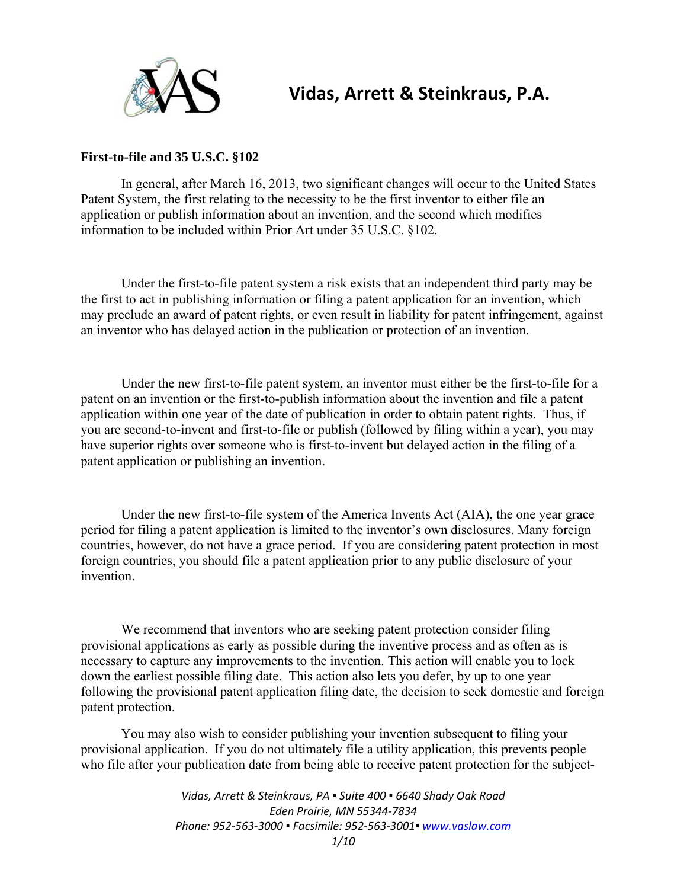# Vidas, Arrett & Steinkraus, P.A.

**First-to-file and 35 U.S.C. §102**

In general, after March 16, 2013, two significant changes will occur to the United States Patent System, the first relating to the necessity to be the first inventor to either file an application or publish information about an invention, and the second which modifies information to be included within Prior Art under 35 U.S.C. §102.

Under the first-to-file patent system a risk exists that an independent third party may be the first to act in publishing information or filing a patent application for an invention, which may preclude an award of patent rights, or even result in liability for patent infringement, against an inventor who has delayed action in the publication or protection of an invention.

Under the new first-to-file patent system, an inventor must either be the first-to-file for a patent on an invention or the first-to-publish information about the invention and file a patent application within one year of the date of publication in order to obtain patent rights. Thus, if you are second-to-invent and first-to-file or publish (followed by filing within a year), you may have superior rights over someone who is first-to-invent but delayed action in the filing of a patent application or publishing an invention.

Under the new first-to-file system of the America Invents Act (AIA), the one year grace period for filing a patent application is limited to the inventor's own disclosures. Many foreign countries, however, do not have a grace period. If you are considering patent protection in most foreign countries, you should file a patent application prior to any public disclosure of your invention.

We recommend that inventors who are seeking patent protection consider filing provisional applications as early as possible during the inventive process and as often as is necessary to capture any improvements to the invention. This action will enable you to lock down the earliest possible filing date. This action also lets you defer, by up to one year following the provisional patent application filing date, the decision to seek domestic and foreign patent protection.

You may also wish to consider publishing your invention subsequent to filing your provisional application. If you do not ultimately file a utility application, this prevents people who file after your publication date from being able to receive patent protection for the subject-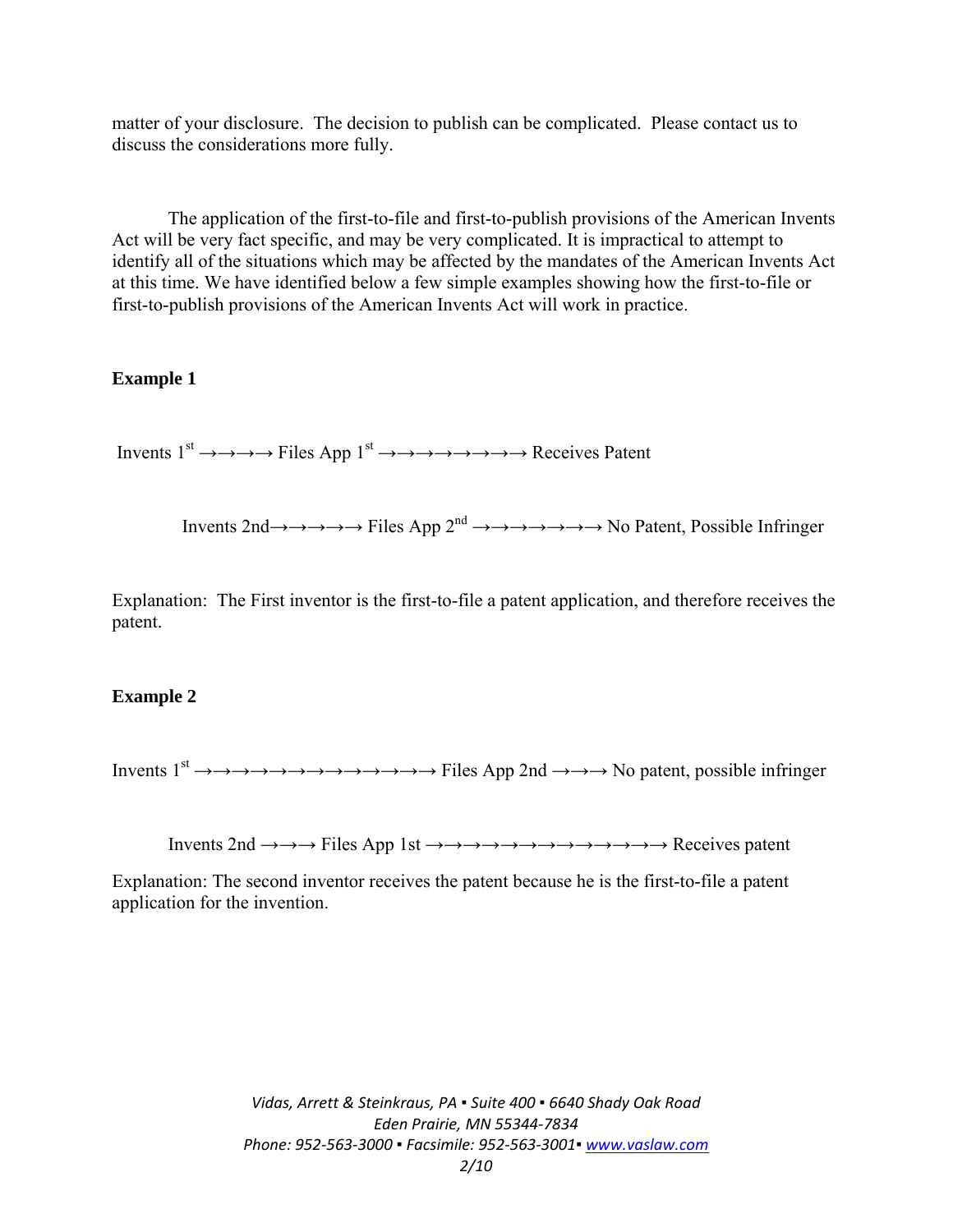matter of your disclosure. The decision to publish can be complicated. Please contact us to discuss the considerations more fully.

The application of the first-to-file and first-to-publish provisions of the American Invents Act will be very fact specific, and may be very complicated. It is impractical to attempt to identify all of the situations which may be affected by the mandates of the American Invents Act at this time. We have identified below a few simple examples showing how the first-to-file or first-to-publish provisions of the American Invents Act will work in practice.

**Example 1**

Invents 1st →→→→→ Files App 1st →→→→→→→→→→ Receives Patent

Invents 2nd→→→→→→ Files App 2nd →→→→→→→→ No Patent, Possible Infringer

Explanation: The First inventor is the first-to-file a patent application, and therefore receives the patent.

**Example 2**

Invents 1st →→→→→→→→→→→→→→→→ Files App 2nd →→→→ No patent, possible infringer

Invents 2nd →→→→ Files App 1st →→→→→→→→→→→→→→→→ Receives patent

Explanation: The second inventor receives the patent because he is the first-to-file a patent application for the invention.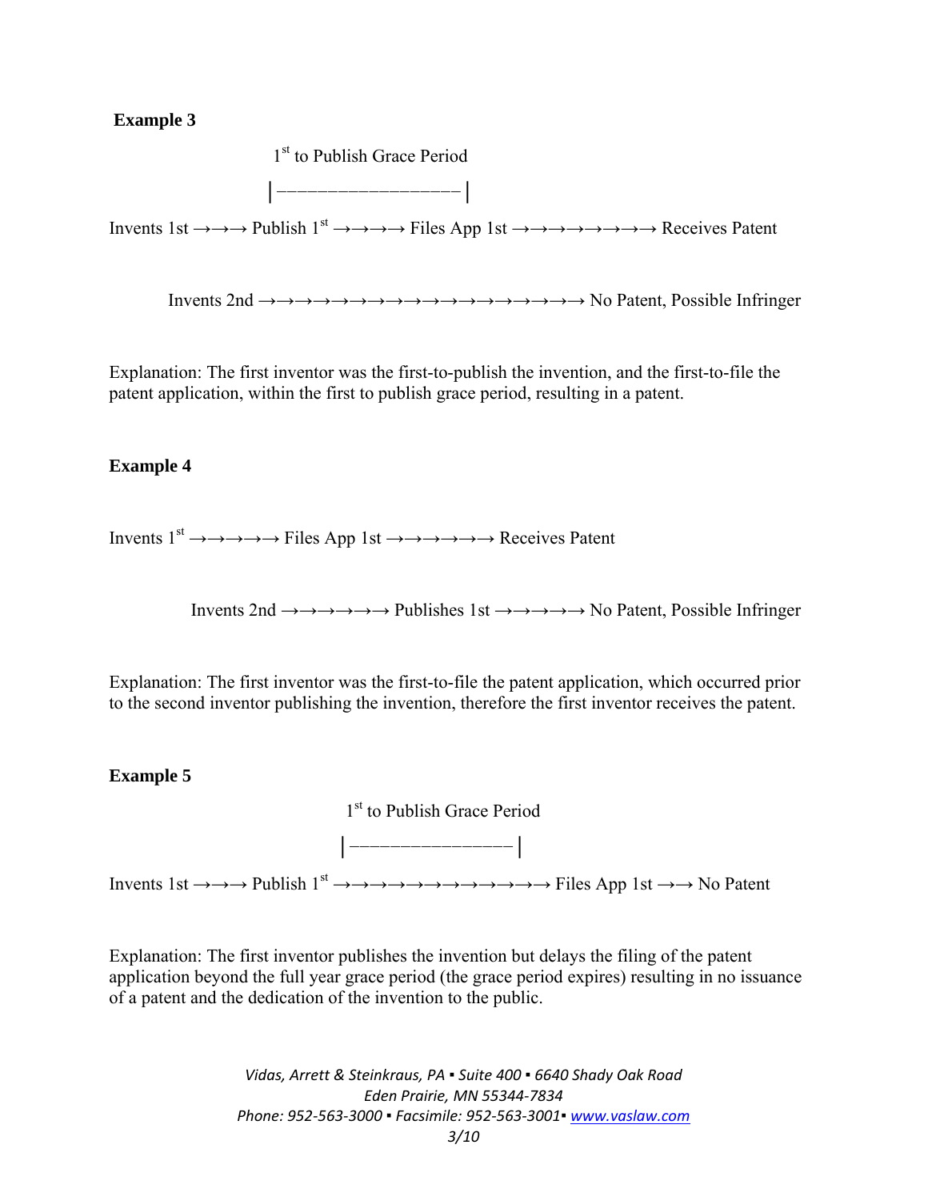**Example 3**

1st to Publish Grace Period

|—————————————————|

Invents 1st →→→ Publish 1st →→→→ Files App 1st →→→→→→→→→ Receives Patent

Invents 2nd →→→→→→→→→→→→→→→→→→→→→→→ No Patent, Possible Infringer

Explanation: The first inventor was the first-to-publish the invention, and the first-to-file the patent application, within the first to publish grace period, resulting in a patent.

**Example 4**

Invents 1st →→→→→→ Files App 1st →→→→→→→ Receives Patent

Invents 2nd →→→→→→→ Publishes 1st →→→→→→ No Patent, Possible Infringer

Explanation: The first inventor was the first-to-file the patent application, which occurred prior to the second inventor publishing the invention, therefore the first inventor receives the patent.

**Example 5**

1st to Publish Grace Period

|————————————————|

Invents 1st →→→ Publish 1st →→→→→→→→→→→→→→ Files App 1st →→ No Patent

Explanation: The first inventor publishes the invention but delays the filing of the patent application beyond the full year grace period (the grace period expires) resulting in no issuance of a patent and the dedication of the invention to the public.

*Vidas, Arrett & Steinkraus, PA ▪ Suite 400 ▪ 6640 Shady Oak Road*
*Eden Prairie, MN 55344-7834*
*Phone: 952-563-3000 ▪ Facsimile: 952-563-3001▪ www.vaslaw.com*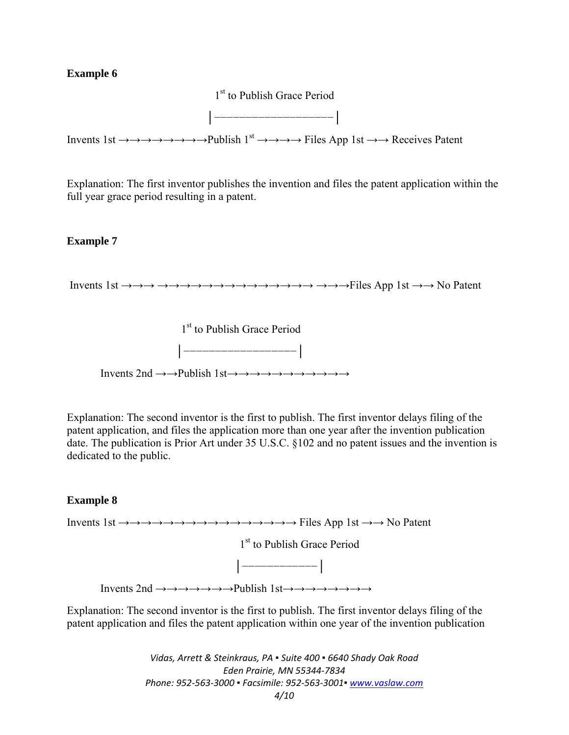**Example 6**

1st to Publish Grace Period

|—————————————————|

Invents 1st →→→→→→→→→Publish 1st →→→→ Files App 1st →→ Receives Patent

Explanation: The first inventor publishes the invention and files the patent application within the full year grace period resulting in a patent.

**Example 7**

Invents 1st →→→ →→→→→→→→→→→→→→→→→ →→→Files App 1st →→ No Patent

1st to Publish Grace Period

|————————————————|

Invents 2nd →→Publish 1st→→→→→→→→→→→→

Explanation: The second inventor is the first to publish. The first inventor delays filing of the patent application, and files the application more than one year after the invention publication date. The publication is Prior Art under 35 U.S.C. §102 and no patent issues and the invention is dedicated to the public.

**Example 8**

Invents 1st →→→→→→→→→→→→→→→→→→→ Files App 1st →→ No Patent

1st to Publish Grace Period

|——————————|

Invents 2nd →→→→→→→→Publish 1st→→→→→→→→→

Explanation: The second inventor is the first to publish. The first inventor delays filing of the patent application and files the patent application within one year of the invention publication

*Vidas, Arrett & Steinkraus, PA ▪ Suite 400 ▪ 6640 Shady Oak Road*
*Eden Prairie, MN 55344-7834*
*Phone: 952-563-3000 ▪ Facsimile: 952-563-3001▪ www.vaslaw.com*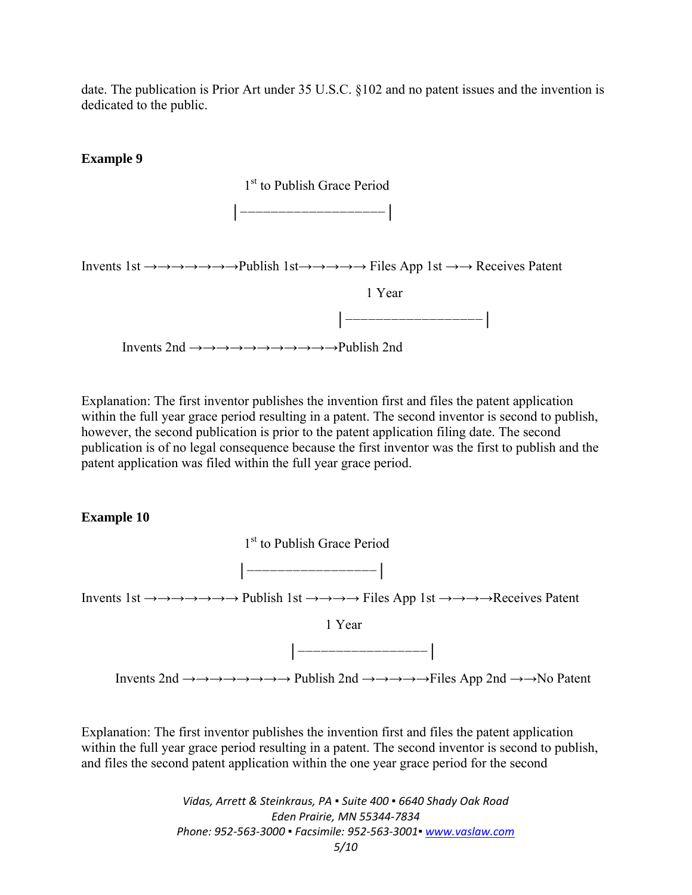date. The publication is Prior Art under 35 U.S.C. §102 and no patent issues and the invention is dedicated to the public.

**Example 9**

```
                                1st to Publish Grace Period
                              |———————————————————|

Invents 1st →→→→→→→→Publish 1st→→→→→→ Files App 1st →→ Receives Patent
                                                  1 Year
                                            |———————————————————|
      Invents 2nd →→→→→→→→→→→→→Publish 2nd
```

Explanation: The first inventor publishes the invention first and files the patent application within the full year grace period resulting in a patent. The second inventor is second to publish, however, the second publication is prior to the patent application filing date. The second publication is of no legal consequence because the first inventor was the first to publish and the patent application was filed within the full year grace period.

**Example 10**

```
                                1st to Publish Grace Period
                               |——————————————————|
Invents 1st →→→→→→→→ Publish 1st →→→→→ Files App 1st →→→→→Receives Patent
                                         1 Year
                                       |——————————————————|
     Invents 2nd →→→→→→→→→→ Publish 2nd →→→→→→Files App 2nd →→No Patent
```

Explanation: The first inventor publishes the invention first and files the patent application within the full year grace period resulting in a patent. The second inventor is second to publish, and files the second patent application within the one year grace period for the second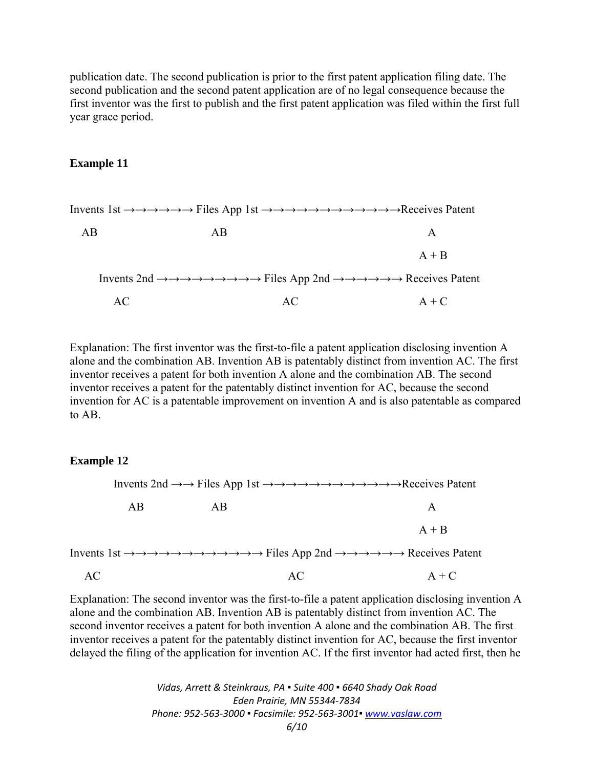publication date. The second publication is prior to the first patent application filing date. The second publication and the second patent application are of no legal consequence because the first inventor was the first to publish and the first patent application was filed within the first full year grace period.

**Example 11**

```
Invents 1st →→→→→→→ Files App 1st →→→→→→→→→→→→→→Receives Patent
   AB                        AB                                    A
                                                                   A + B
    Invents 2nd →→→→→→→→→→ Files App 2nd →→→→→→→ Receives Patent
       AC                          AC                              A + C
```

Explanation: The first inventor was the first-to-file a patent application disclosing invention A alone and the combination AB. Invention AB is patentably distinct from invention AC. The first inventor receives a patent for both invention A alone and the combination AB. The second inventor receives a patent for the patentably distinct invention for AC, because the second invention for AC is a patentable improvement on invention A and is also patentable as compared to AB.

**Example 12**

```
          Invents 2nd →→ Files App 1st →→→→→→→→→→→→→→Receives Patent
             AB             AB                                     A
                                                                   A + B
Invents 1st →→→→→→→→→→→→→→ Files App 2nd →→→→→→→ Receives Patent
   AC                              AC                              A + C
```

Explanation: The second inventor was the first-to-file a patent application disclosing invention A alone and the combination AB. Invention AB is patentably distinct from invention AC. The second inventor receives a patent for both invention A alone and the combination AB. The first inventor receives a patent for the patentably distinct invention for AC, because the first inventor delayed the filing of the application for invention AC. If the first inventor had acted first, then he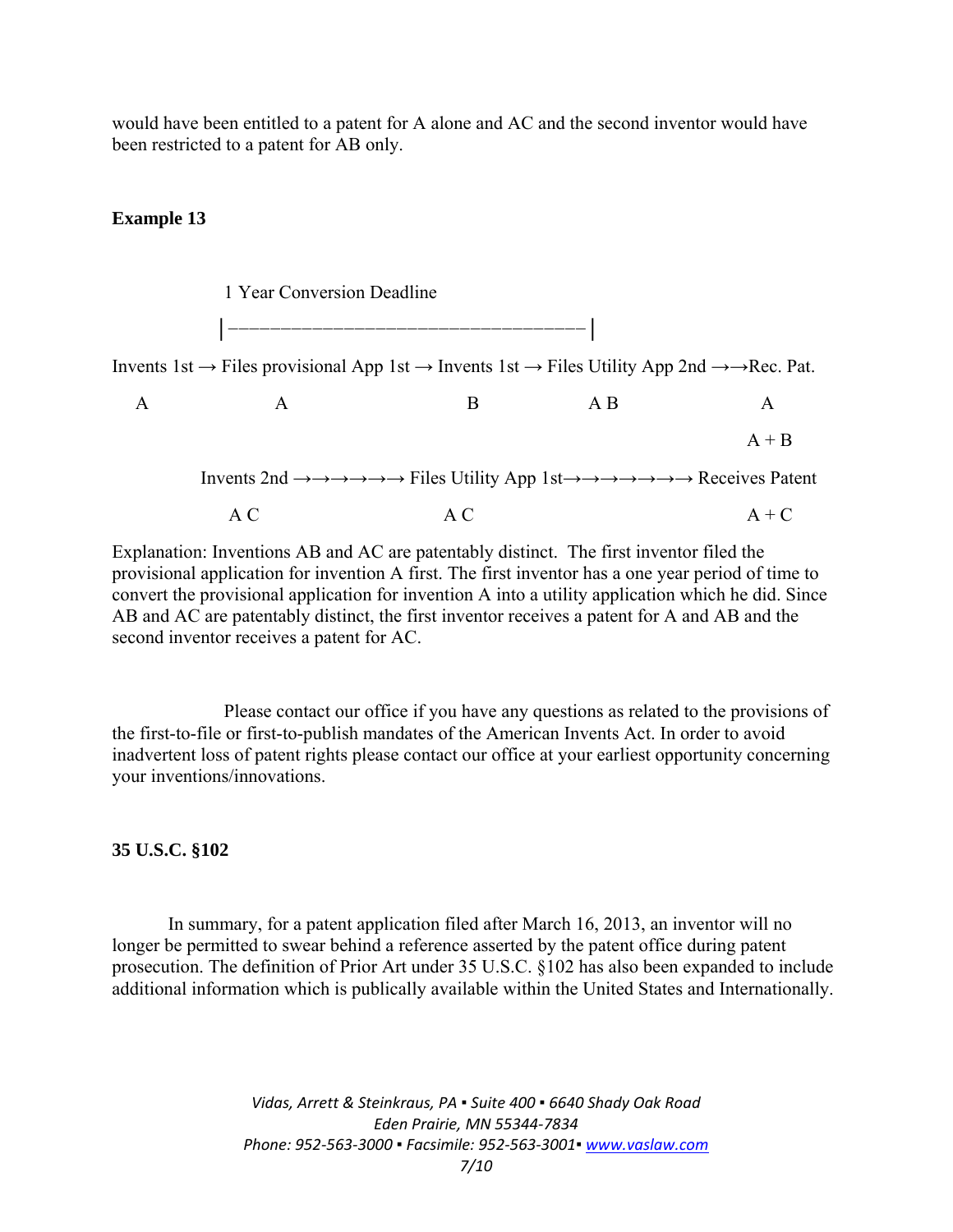would have been entitled to a patent for A alone and AC and the second inventor would have been restricted to a patent for AB only.

**Example 13**

```
                1 Year Conversion Deadline
               |——————————————————————————————————|
Invents 1st → Files provisional App 1st → Invents 1st → Files Utility App 2nd →→Rec. Pat.
   A                  A                      B              A B                  A
                                                                                 A + B
          Invents 2nd →→→→→→→ Files Utility App 1st→→→→→→→→→ Receives Patent
             A C                     A C                                         A + C
```

Explanation: Inventions AB and AC are patentably distinct. The first inventor filed the provisional application for invention A first. The first inventor has a one year period of time to convert the provisional application for invention A into a utility application which he did. Since AB and AC are patentably distinct, the first inventor receives a patent for A and AB and the second inventor receives a patent for AC.

Please contact our office if you have any questions as related to the provisions of the first-to-file or first-to-publish mandates of the American Invents Act. In order to avoid inadvertent loss of patent rights please contact our office at your earliest opportunity concerning your inventions/innovations.

**35 U.S.C. §102**

In summary, for a patent application filed after March 16, 2013, an inventor will no longer be permitted to swear behind a reference asserted by the patent office during patent prosecution. The definition of Prior Art under 35 U.S.C. §102 has also been expanded to include additional information which is publically available within the United States and Internationally.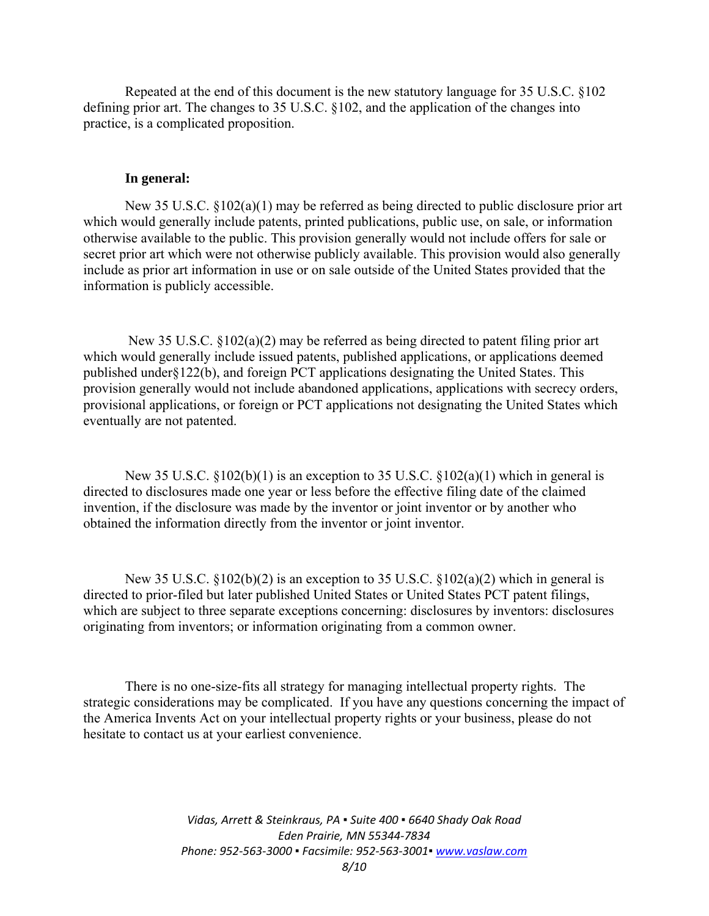Repeated at the end of this document is the new statutory language for 35 U.S.C. §102 defining prior art. The changes to 35 U.S.C. §102, and the application of the changes into practice, is a complicated proposition.

**In general:**

New 35 U.S.C. §102(a)(1) may be referred as being directed to public disclosure prior art which would generally include patents, printed publications, public use, on sale, or information otherwise available to the public. This provision generally would not include offers for sale or secret prior art which were not otherwise publicly available. This provision would also generally include as prior art information in use or on sale outside of the United States provided that the information is publicly accessible.

New 35 U.S.C. §102(a)(2) may be referred as being directed to patent filing prior art which would generally include issued patents, published applications, or applications deemed published under§122(b), and foreign PCT applications designating the United States. This provision generally would not include abandoned applications, applications with secrecy orders, provisional applications, or foreign or PCT applications not designating the United States which eventually are not patented.

New 35 U.S.C. §102(b)(1) is an exception to 35 U.S.C. §102(a)(1) which in general is directed to disclosures made one year or less before the effective filing date of the claimed invention, if the disclosure was made by the inventor or joint inventor or by another who obtained the information directly from the inventor or joint inventor.

New 35 U.S.C. §102(b)(2) is an exception to 35 U.S.C. §102(a)(2) which in general is directed to prior-filed but later published United States or United States PCT patent filings, which are subject to three separate exceptions concerning: disclosures by inventors: disclosures originating from inventors; or information originating from a common owner.

There is no one-size-fits all strategy for managing intellectual property rights. The strategic considerations may be complicated. If you have any questions concerning the impact of the America Invents Act on your intellectual property rights or your business, please do not hesitate to contact us at your earliest convenience.

*Vidas, Arrett & Steinkraus, PA ▪ Suite 400 ▪ 6640 Shady Oak Road*
*Eden Prairie, MN 55344-7834*
*Phone: 952-563-3000 ▪ Facsimile: 952-563-3001▪ www.vaslaw.com*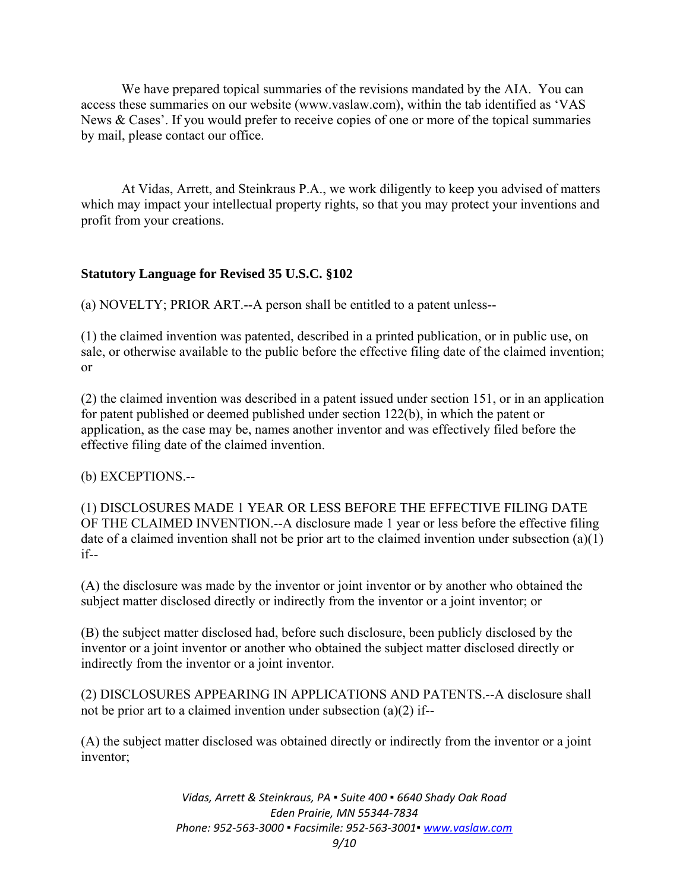We have prepared topical summaries of the revisions mandated by the AIA. You can access these summaries on our website (www.vaslaw.com), within the tab identified as 'VAS News & Cases'. If you would prefer to receive copies of one or more of the topical summaries by mail, please contact our office.

At Vidas, Arrett, and Steinkraus P.A., we work diligently to keep you advised of matters which may impact your intellectual property rights, so that you may protect your inventions and profit from your creations.

**Statutory Language for Revised 35 U.S.C. §102**

(a) NOVELTY; PRIOR ART.--A person shall be entitled to a patent unless--

(1) the claimed invention was patented, described in a printed publication, or in public use, on sale, or otherwise available to the public before the effective filing date of the claimed invention; or

(2) the claimed invention was described in a patent issued under section 151, or in an application for patent published or deemed published under section 122(b), in which the patent or application, as the case may be, names another inventor and was effectively filed before the effective filing date of the claimed invention.

(b) EXCEPTIONS.--

(1) DISCLOSURES MADE 1 YEAR OR LESS BEFORE THE EFFECTIVE FILING DATE OF THE CLAIMED INVENTION.--A disclosure made 1 year or less before the effective filing date of a claimed invention shall not be prior art to the claimed invention under subsection (a)(1) if--

(A) the disclosure was made by the inventor or joint inventor or by another who obtained the subject matter disclosed directly or indirectly from the inventor or a joint inventor; or

(B) the subject matter disclosed had, before such disclosure, been publicly disclosed by the inventor or a joint inventor or another who obtained the subject matter disclosed directly or indirectly from the inventor or a joint inventor.

(2) DISCLOSURES APPEARING IN APPLICATIONS AND PATENTS.--A disclosure shall not be prior art to a claimed invention under subsection (a)(2) if--

(A) the subject matter disclosed was obtained directly or indirectly from the inventor or a joint inventor;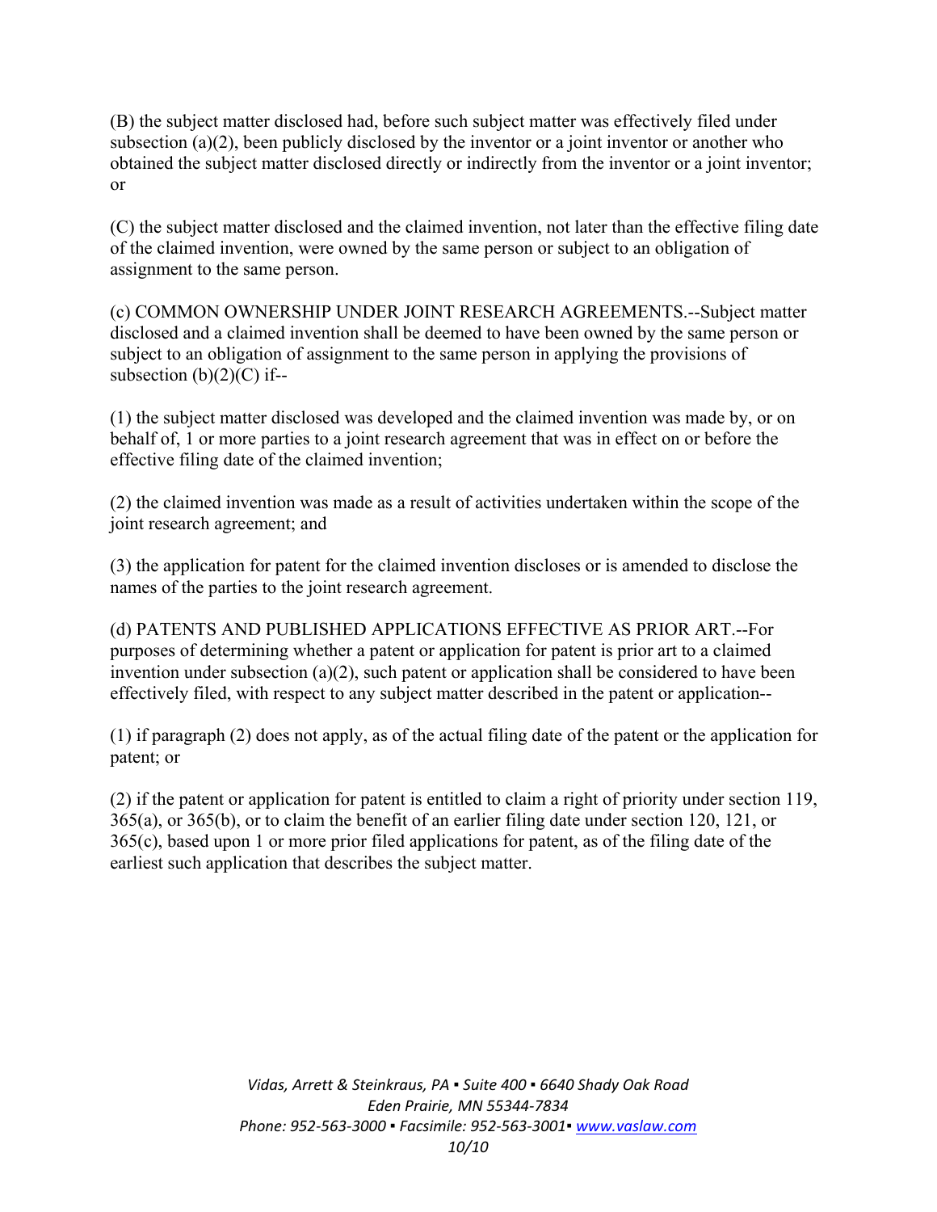(B) the subject matter disclosed had, before such subject matter was effectively filed under subsection (a)(2), been publicly disclosed by the inventor or a joint inventor or another who obtained the subject matter disclosed directly or indirectly from the inventor or a joint inventor; or

(C) the subject matter disclosed and the claimed invention, not later than the effective filing date of the claimed invention, were owned by the same person or subject to an obligation of assignment to the same person.

(c) COMMON OWNERSHIP UNDER JOINT RESEARCH AGREEMENTS.--Subject matter disclosed and a claimed invention shall be deemed to have been owned by the same person or subject to an obligation of assignment to the same person in applying the provisions of subsection (b)(2)(C) if--

(1) the subject matter disclosed was developed and the claimed invention was made by, or on behalf of, 1 or more parties to a joint research agreement that was in effect on or before the effective filing date of the claimed invention;

(2) the claimed invention was made as a result of activities undertaken within the scope of the joint research agreement; and

(3) the application for patent for the claimed invention discloses or is amended to disclose the names of the parties to the joint research agreement.

(d) PATENTS AND PUBLISHED APPLICATIONS EFFECTIVE AS PRIOR ART.--For purposes of determining whether a patent or application for patent is prior art to a claimed invention under subsection (a)(2), such patent or application shall be considered to have been effectively filed, with respect to any subject matter described in the patent or application--

(1) if paragraph (2) does not apply, as of the actual filing date of the patent or the application for patent; or

(2) if the patent or application for patent is entitled to claim a right of priority under section 119, 365(a), or 365(b), or to claim the benefit of an earlier filing date under section 120, 121, or 365(c), based upon 1 or more prior filed applications for patent, as of the filing date of the earliest such application that describes the subject matter.